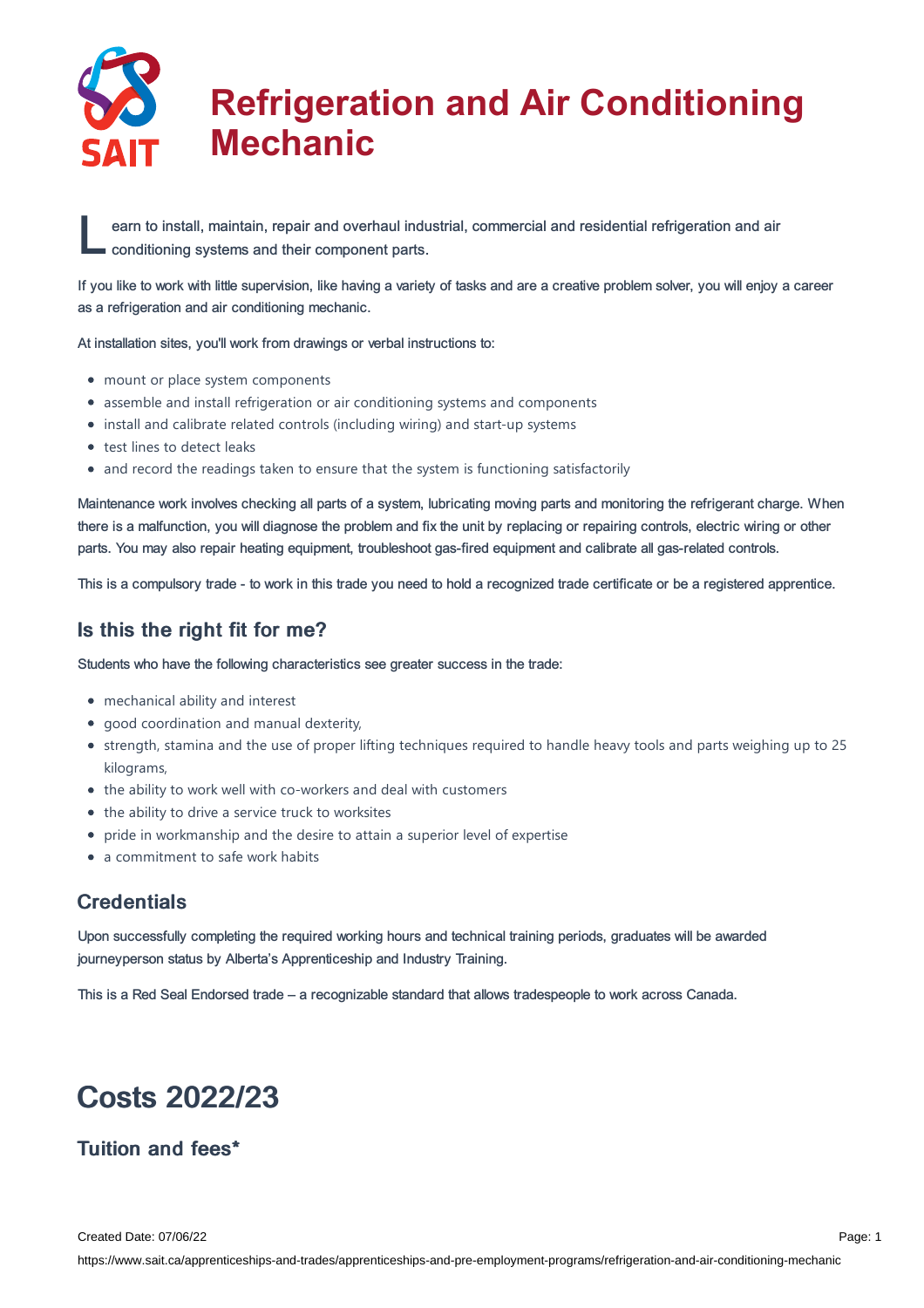# Refrigeration and Air Conditioning Mechanic

Learn to install, maintain, repair and overhaul industrial, commercial and residential refrigeration and air conditioning systems and their component parts.

If you like to work with little supervision, like having a variety of tasks and are a creative problem solver, you will enjoy a career as a refrigeration and air conditioning mechanic.

At installation sites, you'll work from drawings or verbal instructions to:

- mount or place system components
- assemble and install refrigeration or air conditioning systems and components
- install and calibrate related controls (including wiring) and start-up systems
- test lines to detect leaks
- and record the readings taken to ensure that the system is functioning satisfactorily

Maintenance work involves checking all parts of a system, lubricating moving parts and monitoring the refrigerant charge. When there is a malfunction, you will diagnose the problem and fix the unit by replacing or repairing controls, electric wiring or other parts. You may also repair heating equipment, troubleshoot gas-fired equipment and calibrate all gas-related controls.

This is a compulsory trade - to work in this trade you need to hold a recognized trade certificate or be a registered apprentice.

## Is this the right fit for me?

Students who have the following characteristics see greater success in the trade:

- mechanical ability and interest
- good coordination and manual dexterity,
- strength, stamina and the use of proper lifting techniques required to handle heavy tools and parts weighing up to 25 kilograms,
- the ability to work well with co-workers and deal with customers
- the ability to drive a service truck to worksites
- pride in workmanship and the desire to attain a superior level of expertise
- a commitment to safe work habits

## Credentials

Upon successfully completing the required working hours and technical training periods, graduates will be awarded journeyperson status by Alberta's Apprenticeship and Industry Training.

This is a Red Seal Endorsed trade – a recognizable standard that allows tradespeople to work across Canada.

# Costs 2022/23

## Tuition and fees*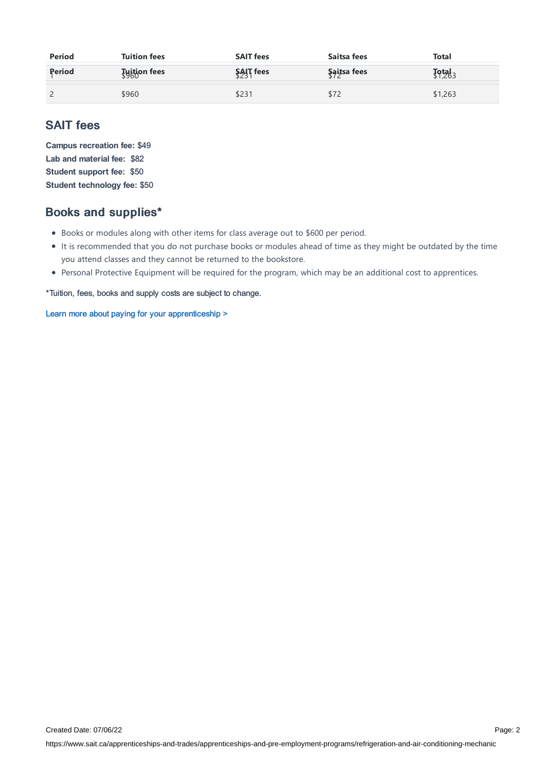| Period | Tuition fees | SAIT fees | Saitsa fees | Total |
|---|---|---|---|---|
| 1 | $960 | $231 | $72 | $1,263 |
| 2 | $960 | $231 | $72 | $1,263 |

## SAIT fees

**Campus recreation fee:** $49
**Lab and material fee:** $82
**Student support fee:** $50
**Student technology fee:** $50

## Books and supplies*

- Books or modules along with other items for class average out to $600 per period.
- It is recommended that you do not purchase books or modules ahead of time as they might be outdated by the time you attend classes and they cannot be returned to the bookstore.
- Personal Protective Equipment will be required for the program, which may be an additional cost to apprentices.

*Tuition, fees, books and supply costs are subject to change.

Learn more about paying for your apprenticeship >

Created Date: 07/06/22

https://www.sait.ca/apprenticeships-and-trades/apprenticeships-and-pre-employment-programs/refrigeration-and-air-conditioning-mechanic